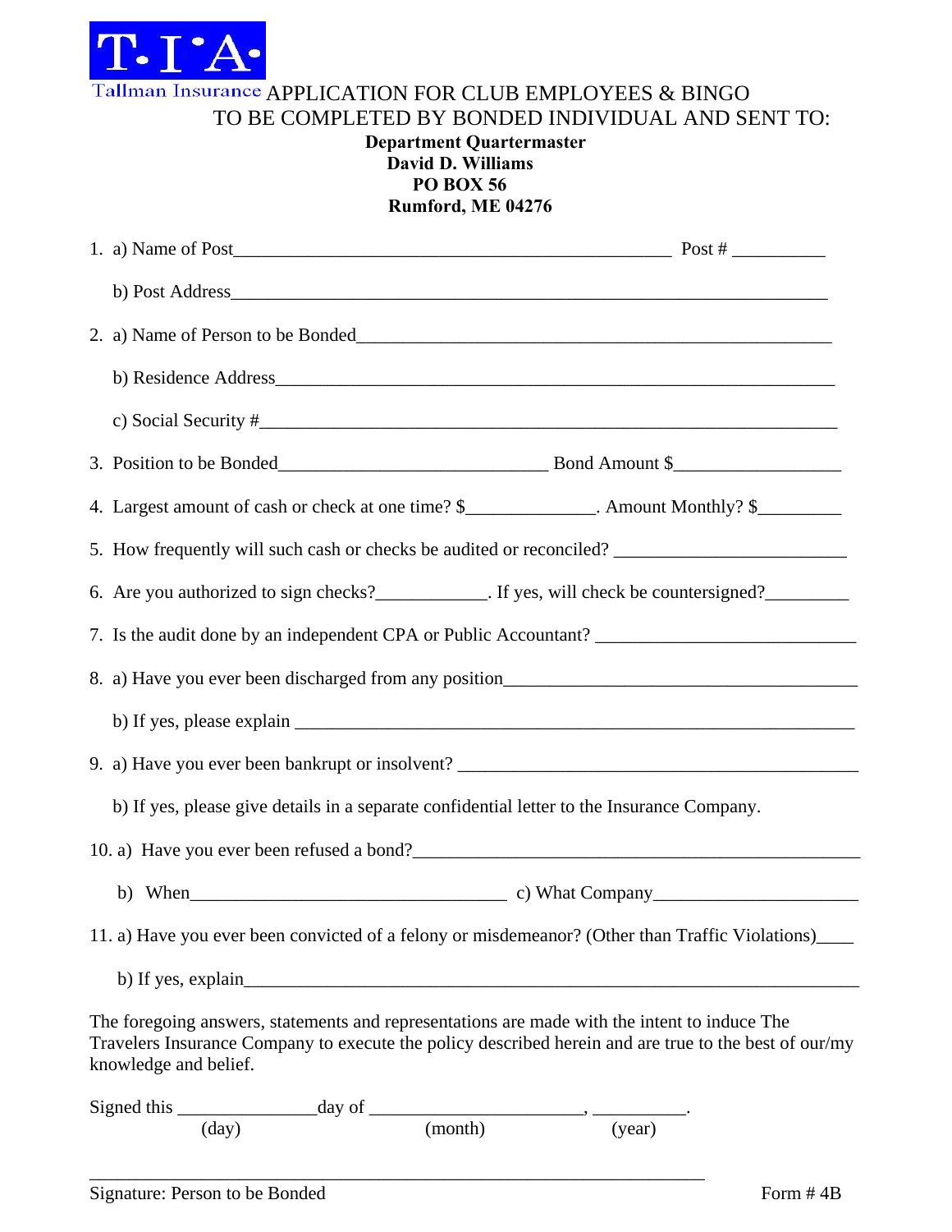T·I·A·
Tallman Insurance

# APPLICATION FOR CLUB EMPLOYEES & BINGO

## TO BE COMPLETED BY BONDED INDIVIDUAL AND SENT TO:

**Department Quartermaster**
**David D. Williams**
**PO BOX 56**
**Rumford, ME 04276**

1. a) Name of Post_______________________________________________ Post # __________

   b) Post Address_________________________________________________________________

2. a) Name of Person to be Bonded_____________________________________________________

   b) Residence Address________________________________________________________________

   c) Social Security #________________________________________________________________

3. Position to be Bonded_____________________________ Bond Amount $_________________

4. Largest amount of cash or check at one time? $_____________. Amount Monthly? $________

5. How frequently will such cash or checks be audited or reconciled? _______________________

6. Are you authorized to sign checks?___________. If yes, will check be countersigned?________

7. Is the audit done by an independent CPA or Public Accountant? __________________________

8. a) Have you ever been discharged from any position____________________________________

   b) If yes, please explain _____________________________________________________________

9. a) Have you ever been bankrupt or insolvent? _________________________________________

   b) If yes, please give details in a separate confidential letter to the Insurance Company.

10. a) Have you ever been refused a bond?______________________________________________

    b) When__________________________________ c) What Company______________________

11. a) Have you ever been convicted of a felony or misdemeanor? (Other than Traffic Violations)____

    b) If yes, explain____________________________________________________________________

The foregoing answers, statements and representations are made with the intent to induce The Travelers Insurance Company to execute the policy described herein and are true to the best of our/my knowledge and belief.

Signed this ______________day of ______________________, __________.
(day) (month) (year)

_________________________________________________________________
Signature: Person to be Bonded

Form # 4B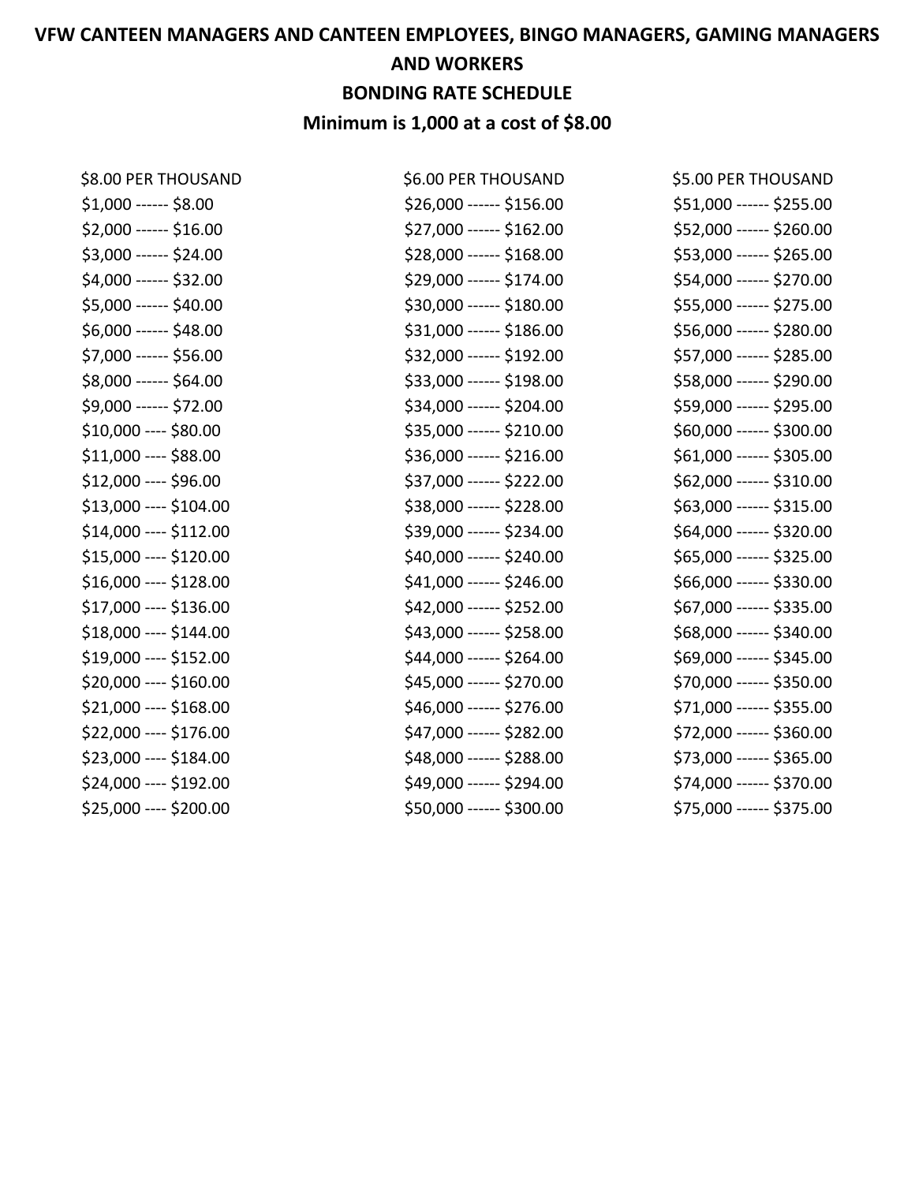# VFW CANTEEN MANAGERS AND CANTEEN EMPLOYEES, BINGO MANAGERS, GAMING MANAGERS AND WORKERS

## BONDING RATE SCHEDULE

### Minimum is 1,000 at a cost of $8.00

| $8.00 PER THOUSAND | $6.00 PER THOUSAND | $5.00 PER THOUSAND |
|---|---|---|
| $1,000 ------ $8.00 | $26,000 ------ $156.00 | $51,000 ------ $255.00 |
| $2,000 ------ $16.00 | $27,000 ------ $162.00 | $52,000 ------ $260.00 |
| $3,000 ------ $24.00 | $28,000 ------ $168.00 | $53,000 ------ $265.00 |
| $4,000 ------ $32.00 | $29,000 ------ $174.00 | $54,000 ------ $270.00 |
| $5,000 ------ $40.00 | $30,000 ------ $180.00 | $55,000 ------ $275.00 |
| $6,000 ------ $48.00 | $31,000 ------ $186.00 | $56,000 ------ $280.00 |
| $7,000 ------ $56.00 | $32,000 ------ $192.00 | $57,000 ------ $285.00 |
| $8,000 ------ $64.00 | $33,000 ------ $198.00 | $58,000 ------ $290.00 |
| $9,000 ------ $72.00 | $34,000 ------ $204.00 | $59,000 ------ $295.00 |
| $10,000 ---- $80.00 | $35,000 ------ $210.00 | $60,000 ------ $300.00 |
| $11,000 ---- $88.00 | $36,000 ------ $216.00 | $61,000 ------ $305.00 |
| $12,000 ---- $96.00 | $37,000 ------ $222.00 | $62,000 ------ $310.00 |
| $13,000 ---- $104.00 | $38,000 ------ $228.00 | $63,000 ------ $315.00 |
| $14,000 ---- $112.00 | $39,000 ------ $234.00 | $64,000 ------ $320.00 |
| $15,000 ---- $120.00 | $40,000 ------ $240.00 | $65,000 ------ $325.00 |
| $16,000 ---- $128.00 | $41,000 ------ $246.00 | $66,000 ------ $330.00 |
| $17,000 ---- $136.00 | $42,000 ------ $252.00 | $67,000 ------ $335.00 |
| $18,000 ---- $144.00 | $43,000 ------ $258.00 | $68,000 ------ $340.00 |
| $19,000 ---- $152.00 | $44,000 ------ $264.00 | $69,000 ------ $345.00 |
| $20,000 ---- $160.00 | $45,000 ------ $270.00 | $70,000 ------ $350.00 |
| $21,000 ---- $168.00 | $46,000 ------ $276.00 | $71,000 ------ $355.00 |
| $22,000 ---- $176.00 | $47,000 ------ $282.00 | $72,000 ------ $360.00 |
| $23,000 ---- $184.00 | $48,000 ------ $288.00 | $73,000 ------ $365.00 |
| $24,000 ---- $192.00 | $49,000 ------ $294.00 | $74,000 ------ $370.00 |
| $25,000 ---- $200.00 | $50,000 ------ $300.00 | $75,000 ------ $375.00 |